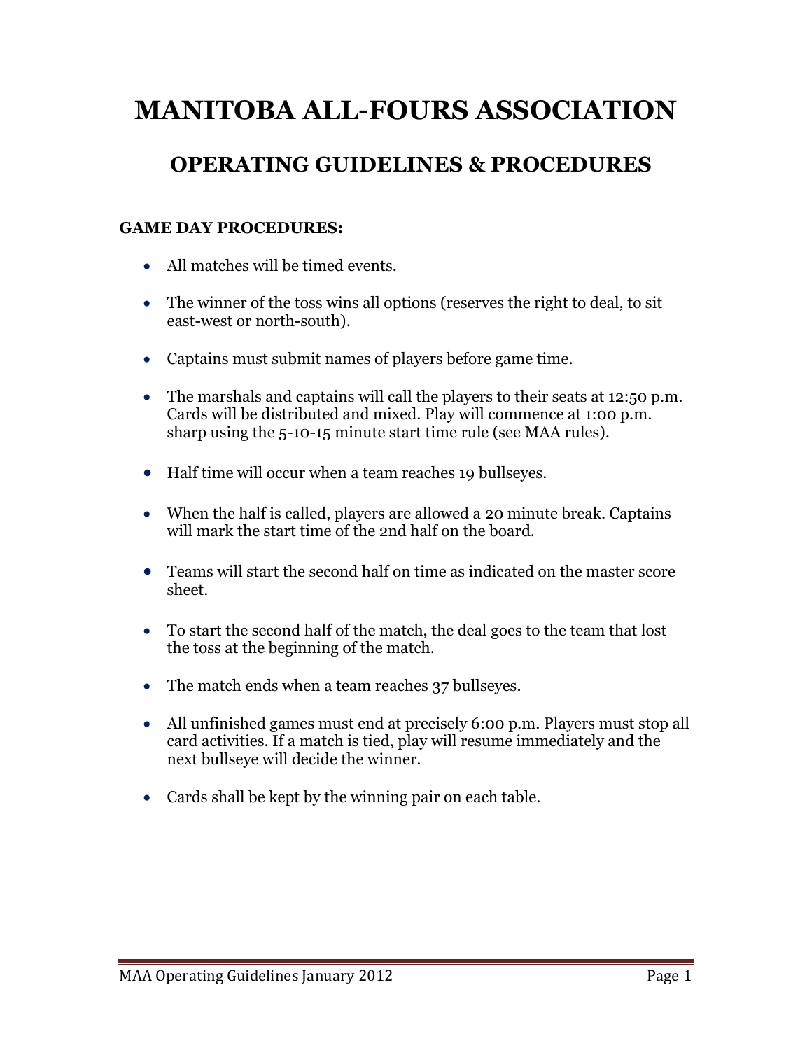# MANITOBA ALL-FOURS ASSOCIATION

## OPERATING GUIDELINES & PROCEDURES

**GAME DAY PROCEDURES:**

- All matches will be timed events.
- The winner of the toss wins all options (reserves the right to deal, to sit east-west or north-south).
- Captains must submit names of players before game time.
- The marshals and captains will call the players to their seats at 12:50 p.m. Cards will be distributed and mixed. Play will commence at 1:00 p.m. sharp using the 5-10-15 minute start time rule (see MAA rules).
- Half time will occur when a team reaches 19 bullseyes.
- When the half is called, players are allowed a 20 minute break. Captains will mark the start time of the 2nd half on the board.
- Teams will start the second half on time as indicated on the master score sheet.
- To start the second half of the match, the deal goes to the team that lost the toss at the beginning of the match.
- The match ends when a team reaches 37 bullseyes.
- All unfinished games must end at precisely 6:00 p.m. Players must stop all card activities. If a match is tied, play will resume immediately and the next bullseye will decide the winner.
- Cards shall be kept by the winning pair on each table.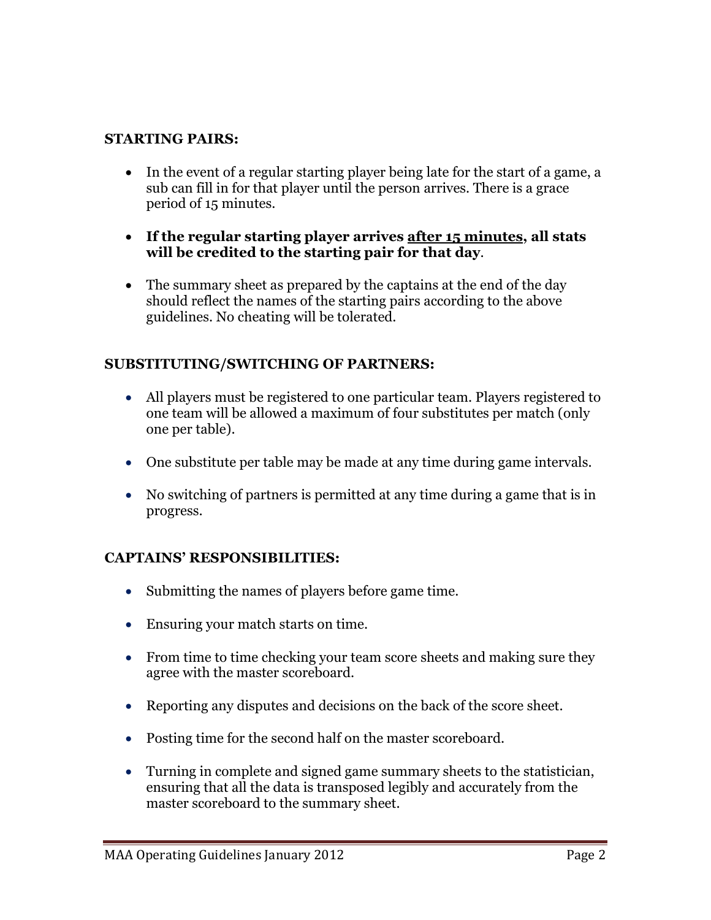## STARTING PAIRS:

- In the event of a regular starting player being late for the start of a game, a sub can fill in for that player until the person arrives. There is a grace period of 15 minutes.
- **If the regular starting player arrives <u>after 15 minutes</u>, all stats will be credited to the starting pair for that day**.
- The summary sheet as prepared by the captains at the end of the day should reflect the names of the starting pairs according to the above guidelines. No cheating will be tolerated.

## SUBSTITUTING/SWITCHING OF PARTNERS:

- All players must be registered to one particular team. Players registered to one team will be allowed a maximum of four substitutes per match (only one per table).
- One substitute per table may be made at any time during game intervals.
- No switching of partners is permitted at any time during a game that is in progress.

## CAPTAINS' RESPONSIBILITIES:

- Submitting the names of players before game time.
- Ensuring your match starts on time.
- From time to time checking your team score sheets and making sure they agree with the master scoreboard.
- Reporting any disputes and decisions on the back of the score sheet.
- Posting time for the second half on the master scoreboard.
- Turning in complete and signed game summary sheets to the statistician, ensuring that all the data is transposed legibly and accurately from the master scoreboard to the summary sheet.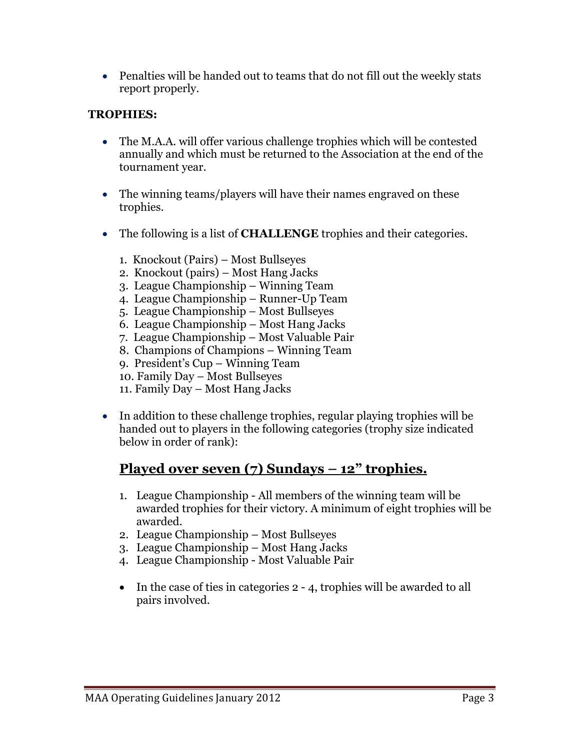- Penalties will be handed out to teams that do not fill out the weekly stats report properly.

**TROPHIES:**

- The M.A.A. will offer various challenge trophies which will be contested annually and which must be returned to the Association at the end of the tournament year.

- The winning teams/players will have their names engraved on these trophies.

- The following is a list of **CHALLENGE** trophies and their categories.

  1. Knockout (Pairs) – Most Bullseyes
  2. Knockout (pairs) – Most Hang Jacks
  3. League Championship – Winning Team
  4. League Championship – Runner-Up Team
  5. League Championship – Most Bullseyes
  6. League Championship – Most Hang Jacks
  7. League Championship – Most Valuable Pair
  8. Champions of Champions – Winning Team
  9. President's Cup – Winning Team
  10. Family Day – Most Bullseyes
  11. Family Day – Most Hang Jacks

- In addition to these challenge trophies, regular playing trophies will be handed out to players in the following categories (trophy size indicated below in order of rank):

## **<u>Played over seven (7) Sundays – 12" trophies.</u>**

1. League Championship - All members of the winning team will be awarded trophies for their victory. A minimum of eight trophies will be awarded.
2. League Championship – Most Bullseyes
3. League Championship – Most Hang Jacks
4. League Championship - Most Valuable Pair

- In the case of ties in categories 2 - 4, trophies will be awarded to all pairs involved.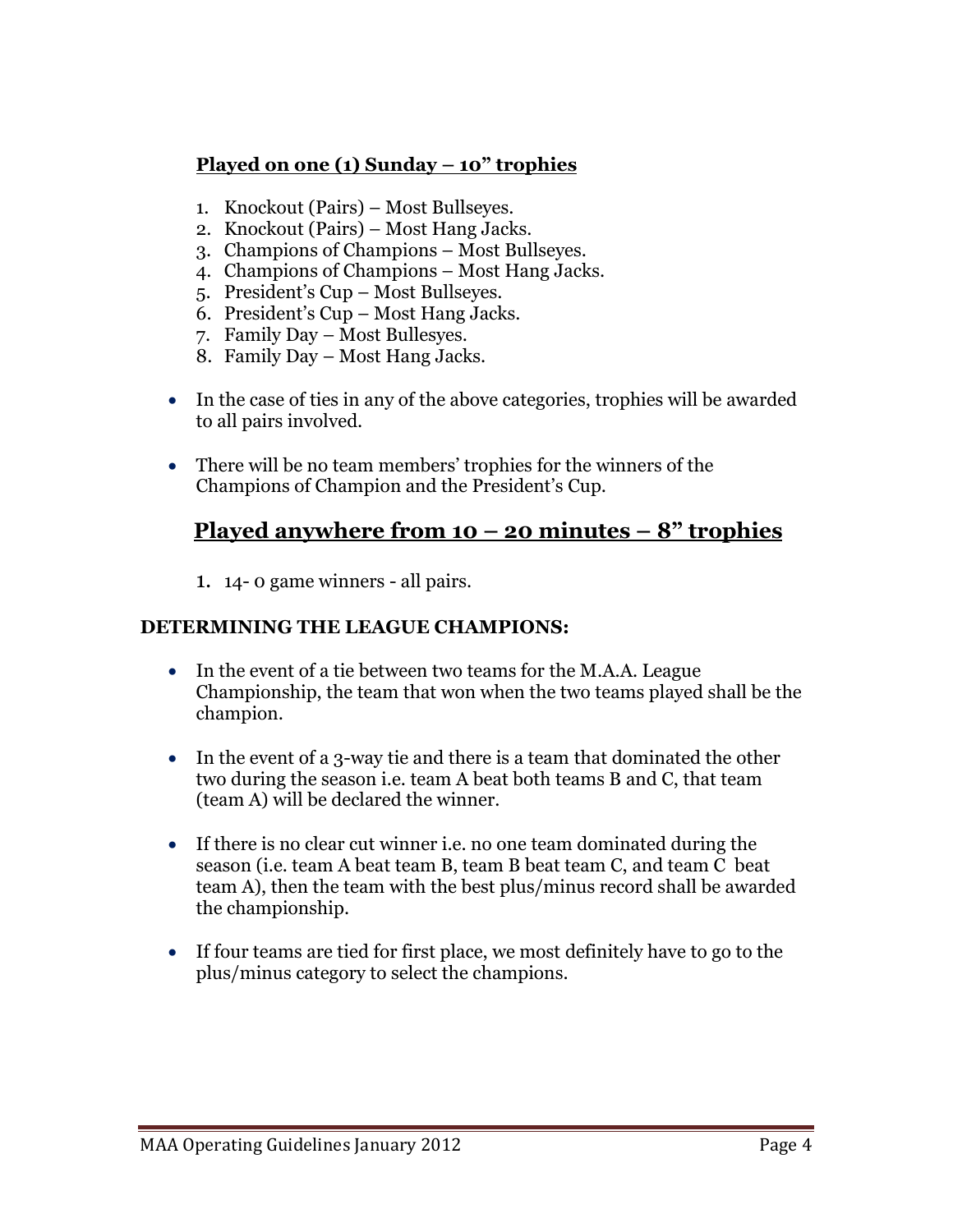**<u>Played on one (1) Sunday – 10" trophies</u>**

1. Knockout (Pairs) – Most Bullseyes.
2. Knockout (Pairs) – Most Hang Jacks.
3. Champions of Champions – Most Bullseyes.
4. Champions of Champions – Most Hang Jacks.
5. President's Cup – Most Bullseyes.
6. President's Cup – Most Hang Jacks.
7. Family Day – Most Bullesyes.
8. Family Day – Most Hang Jacks.

- In the case of ties in any of the above categories, trophies will be awarded to all pairs involved.
- There will be no team members' trophies for the winners of the Champions of Champion and the President's Cup.

## <u>Played anywhere from 10 – 20 minutes – 8" trophies</u>

1. 14- 0 game winners - all pairs.

**DETERMINING THE LEAGUE CHAMPIONS:**

- In the event of a tie between two teams for the M.A.A. League Championship, the team that won when the two teams played shall be the champion.
- In the event of a 3-way tie and there is a team that dominated the other two during the season i.e. team A beat both teams B and C, that team (team A) will be declared the winner.
- If there is no clear cut winner i.e. no one team dominated during the season (i.e. team A beat team B, team B beat team C, and team C beat team A), then the team with the best plus/minus record shall be awarded the championship.
- If four teams are tied for first place, we most definitely have to go to the plus/minus category to select the champions.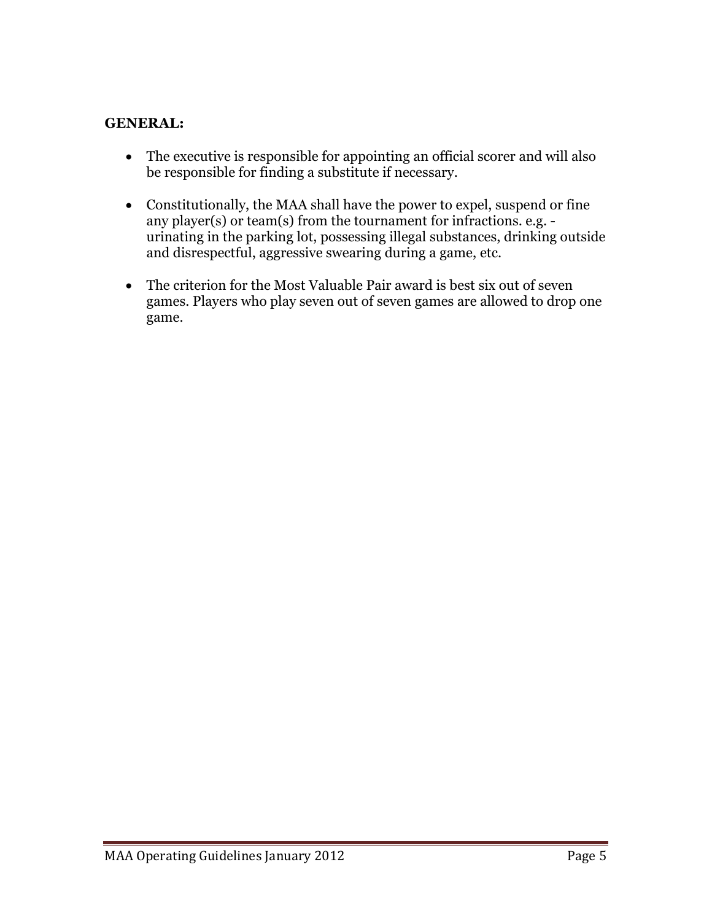**GENERAL:**

- The executive is responsible for appointing an official scorer and will also be responsible for finding a substitute if necessary.
- Constitutionally, the MAA shall have the power to expel, suspend or fine any player(s) or team(s) from the tournament for infractions. e.g. - urinating in the parking lot, possessing illegal substances, drinking outside and disrespectful, aggressive swearing during a game, etc.
- The criterion for the Most Valuable Pair award is best six out of seven games. Players who play seven out of seven games are allowed to drop one game.